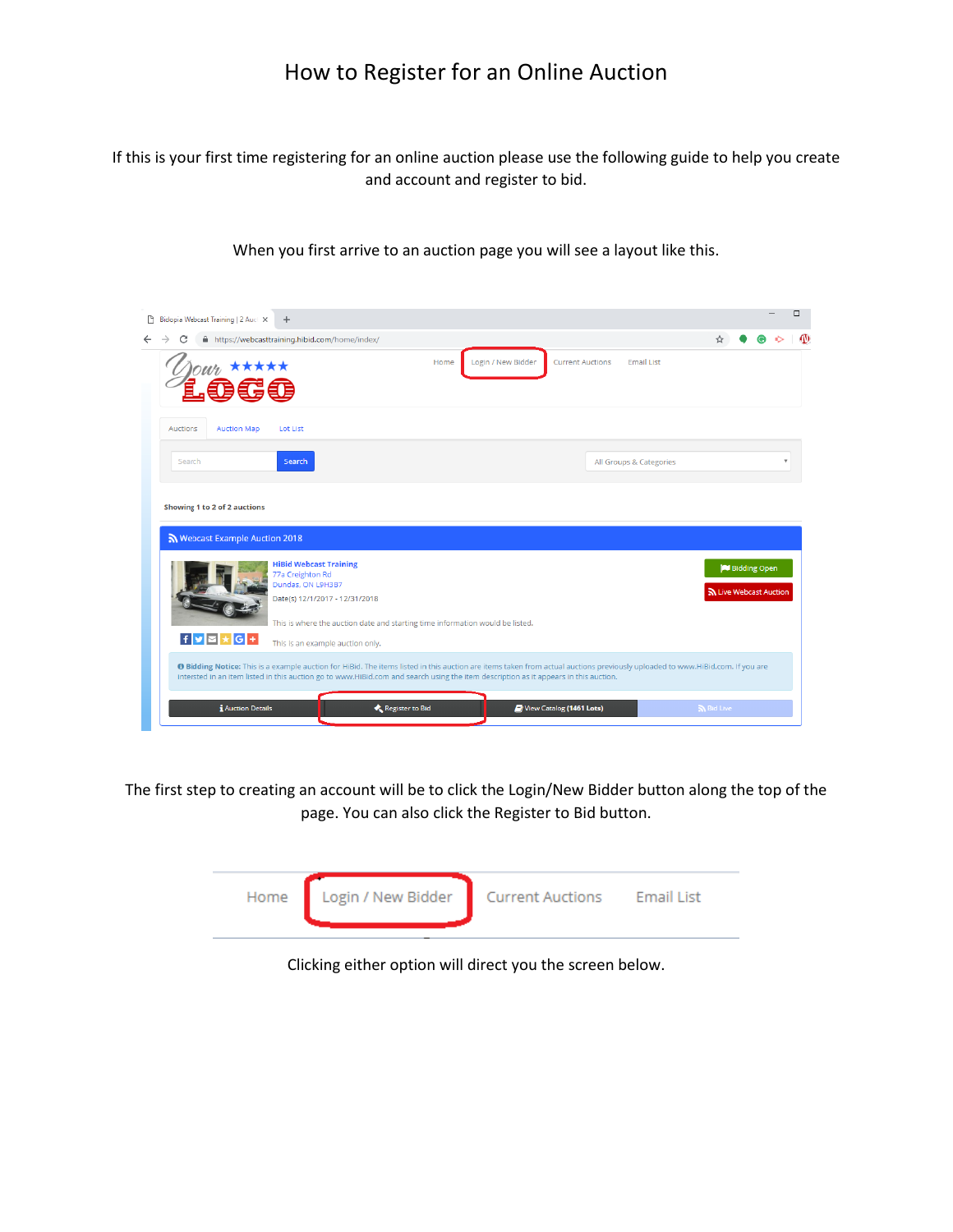# How to Register for an Online Auction

If this is your first time registering for an online auction please use the following guide to help you create and account and register to bid.

When you first arrive to an auction page you will see a layout like this.

The first step to creating an account will be to click the Login/New Bidder button along the top of the page. You can also click the Register to Bid button.

Clicking either option will direct you the screen below.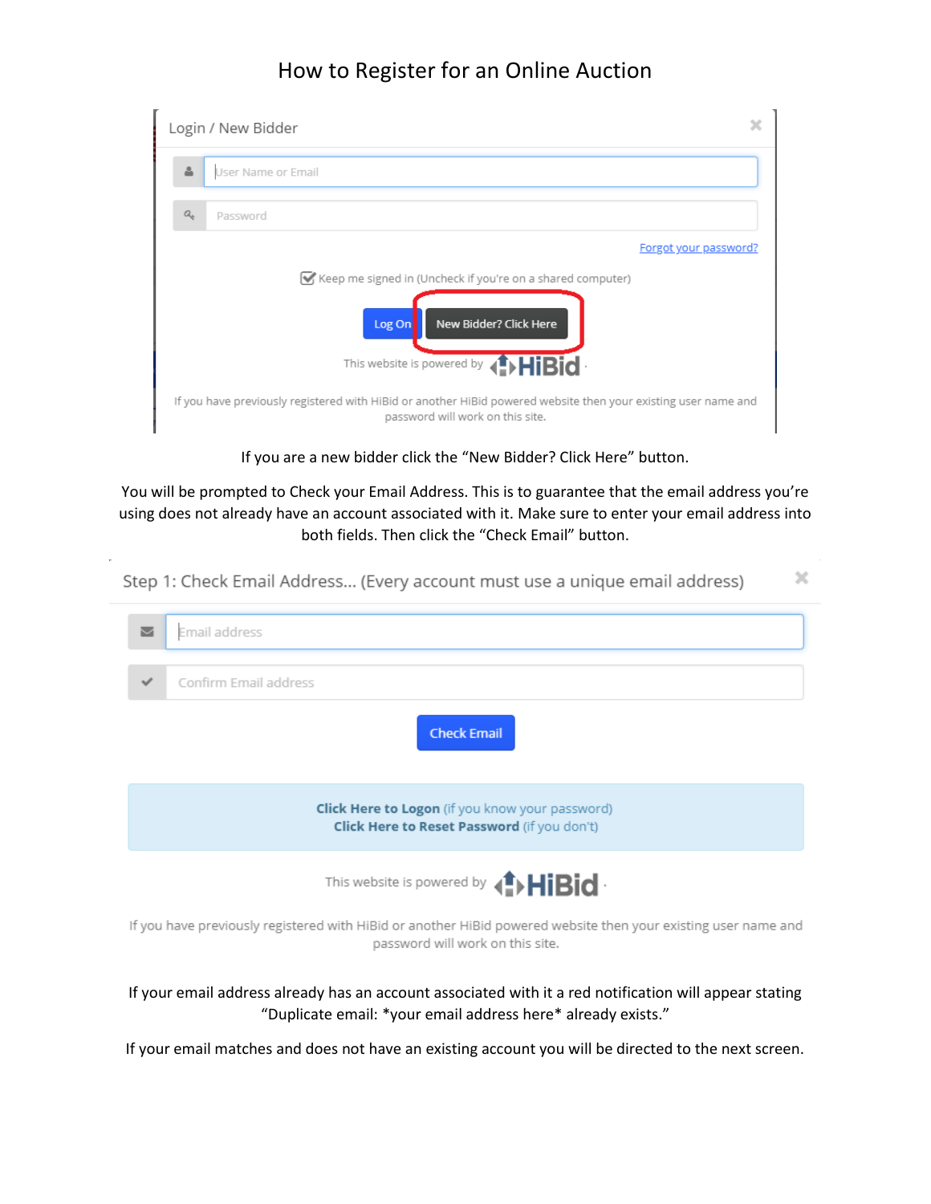# How to Register for an Online Auction

Login / New Bidder

User Name or Email

Password

Forgot your password?

Keep me signed in (Uncheck if you're on a shared computer)

Log On | New Bidder? Click Here

This website is powered by HiBid

If you have previously registered with HiBid or another HiBid powered website then your existing user name and password will work on this site.

If you are a new bidder click the "New Bidder? Click Here" button.

You will be prompted to Check your Email Address. This is to guarantee that the email address you're using does not already have an account associated with it. Make sure to enter your email address into both fields. Then click the "Check Email" button.

Step 1: Check Email Address... (Every account must use a unique email address)

Email address

Confirm Email address

Check Email

**Click Here to Logon** (if you know your password)
**Click Here to Reset Password** (if you don't)

This website is powered by HiBid

If you have previously registered with HiBid or another HiBid powered website then your existing user name and password will work on this site.

If your email address already has an account associated with it a red notification will appear stating "Duplicate email: *your email address here* already exists."

If your email matches and does not have an existing account you will be directed to the next screen.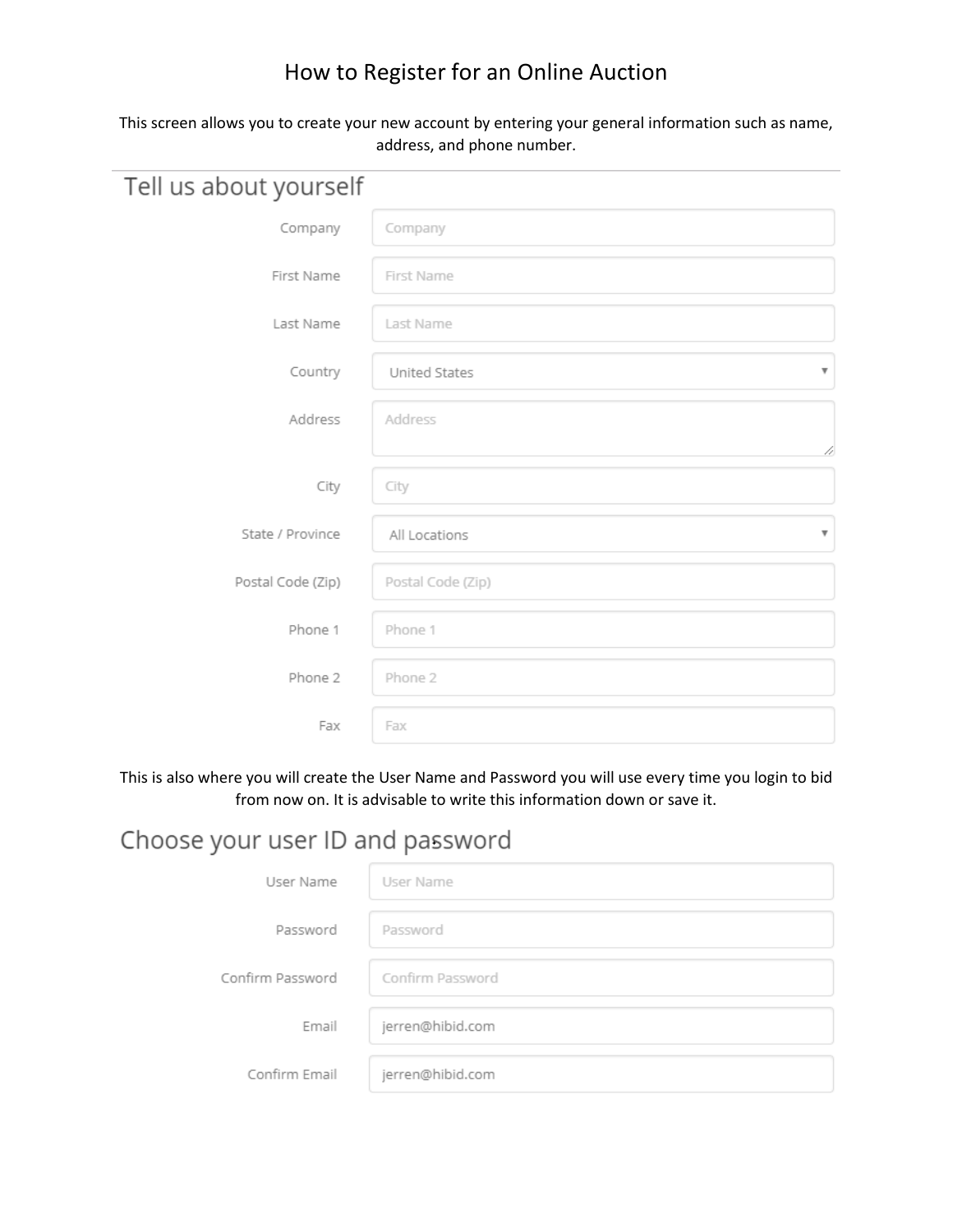# How to Register for an Online Auction

This screen allows you to create your new account by entering your general information such as name, address, and phone number.

## Tell us about yourself

| Field | Value |
| --- | --- |
| Company | Company |
| First Name | First Name |
| Last Name | Last Name |
| Country | United States |
| Address | Address |
| City | City |
| State / Province | All Locations |
| Postal Code (Zip) | Postal Code (Zip) |
| Phone 1 | Phone 1 |
| Phone 2 | Phone 2 |
| Fax | Fax |

This is also where you will create the User Name and Password you will use every time you login to bid from now on. It is advisable to write this information down or save it.

## Choose your user ID and password

| Field | Value |
| --- | --- |
| User Name | User Name |
| Password | Password |
| Confirm Password | Confirm Password |
| Email | jerren@hibid.com |
| Confirm Email | jerren@hibid.com |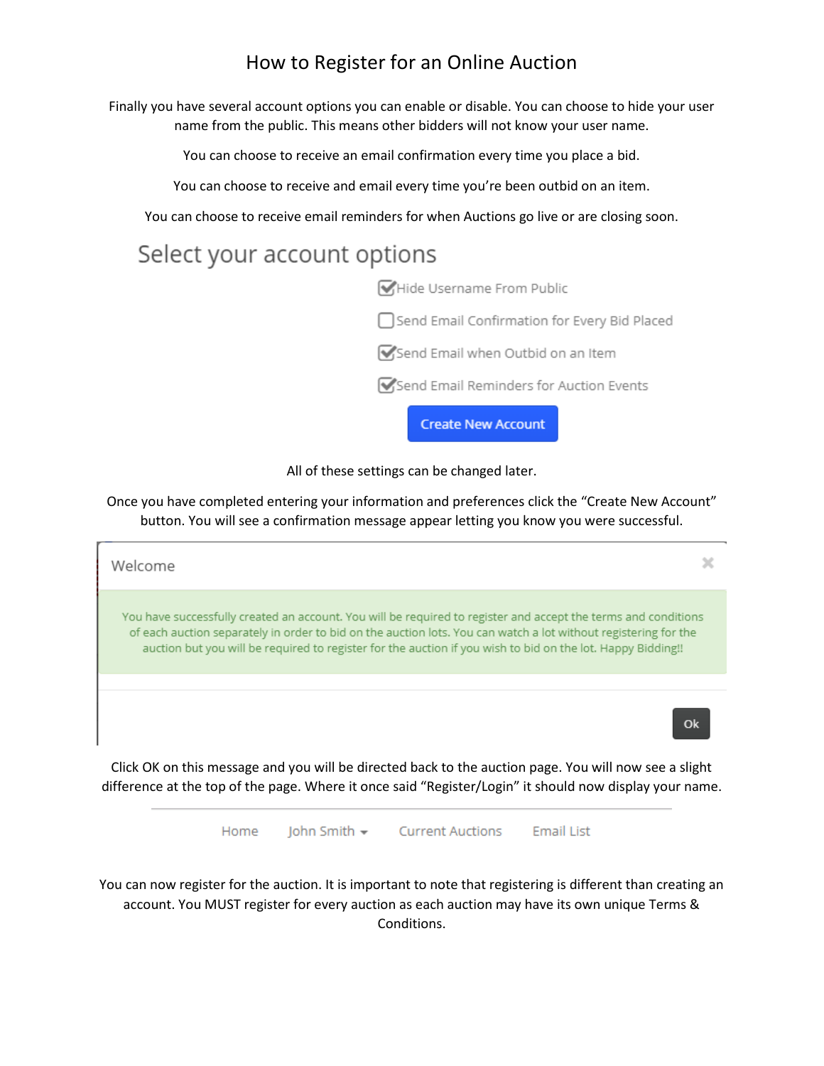# How to Register for an Online Auction

Finally you have several account options you can enable or disable. You can choose to hide your user name from the public. This means other bidders will not know your user name.

You can choose to receive an email confirmation every time you place a bid.

You can choose to receive and email every time you're been outbid on an item.

You can choose to receive email reminders for when Auctions go live or are closing soon.

## Select your account options

- [x] Hide Username From Public
- [ ] Send Email Confirmation for Every Bid Placed
- [x] Send Email when Outbid on an Item
- [x] Send Email Reminders for Auction Events

Create New Account

All of these settings can be changed later.

Once you have completed entering your information and preferences click the "Create New Account" button. You will see a confirmation message appear letting you know you were successful.

Welcome

You have successfully created an account. You will be required to register and accept the terms and conditions of each auction separately in order to bid on the auction lots. You can watch a lot without registering for the auction but you will be required to register for the auction if you wish to bid on the lot. Happy Bidding!!

Ok

Click OK on this message and you will be directed back to the auction page. You will now see a slight difference at the top of the page. Where it once said "Register/Login" it should now display your name.

Home | John Smith | Current Auctions | Email List

You can now register for the auction. It is important to note that registering is different than creating an account. You MUST register for every auction as each auction may have its own unique Terms & Conditions.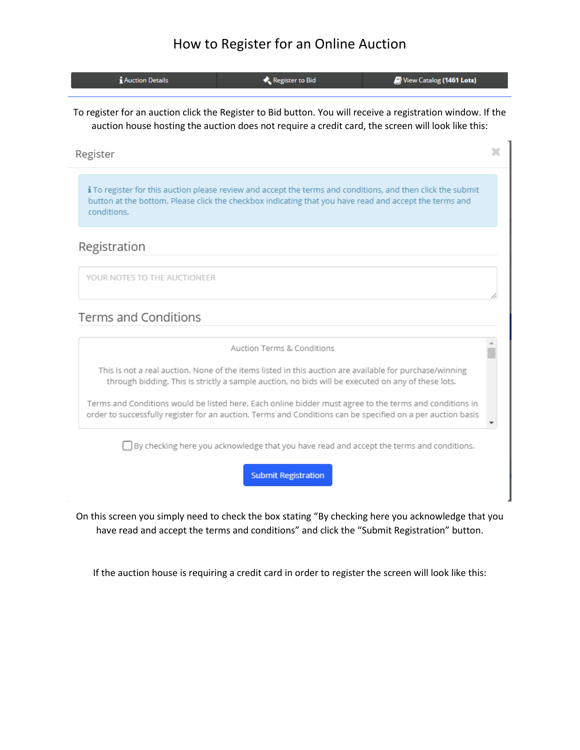# How to Register for an Online Auction

Auction Details | Register to Bid | View Catalog **(1461 Lots)**

To register for an auction click the Register to Bid button. You will receive a registration window. If the auction house hosting the auction does not require a credit card, the screen will look like this:

Register

To register for this auction please review and accept the terms and conditions, and then click the submit button at the bottom. Please click the checkbox indicating that you have read and accept the terms and conditions.

## Registration

YOUR NOTES TO THE AUCTIONEER

## Terms and Conditions

Auction Terms & Conditions

This is not a real auction. None of the items listed in this auction are available for purchase/winning through bidding. This is strictly a sample auction, no bids will be executed on any of these lots.

Terms and Conditions would be listed here. Each online bidder must agree to the terms and conditions in order to successfully register for an auction. Terms and Conditions can be specified on a per auction basis

☐ By checking here you acknowledge that you have read and accept the terms and conditions.

Submit Registration

On this screen you simply need to check the box stating "By checking here you acknowledge that you have read and accept the terms and conditions" and click the "Submit Registration" button.

If the auction house is requiring a credit card in order to register the screen will look like this: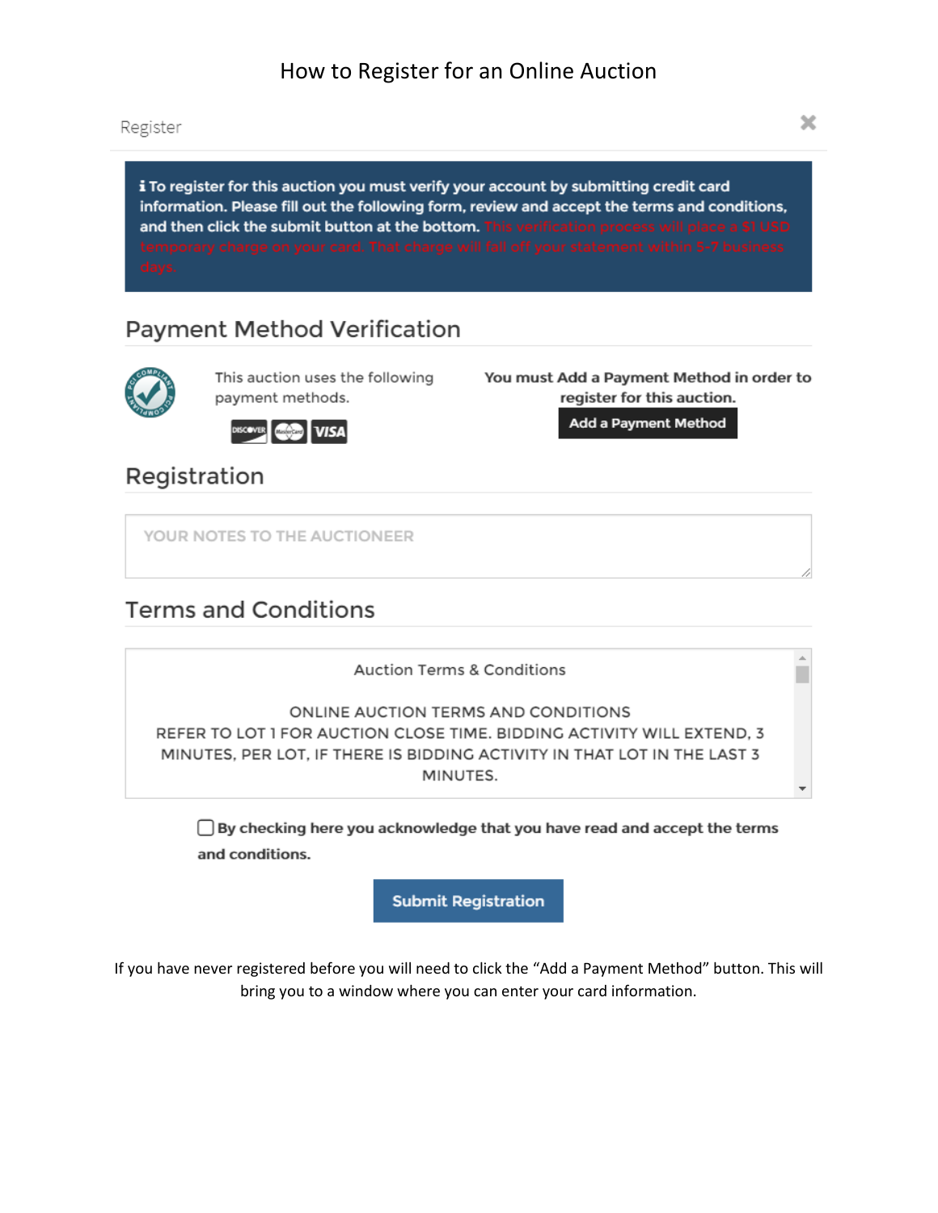# How to Register for an Online Auction

Register

**ℹ To register for this auction you must verify your account by submitting credit card information. Please fill out the following form, review and accept the terms and conditions, and then click the submit button at the bottom.** This verification process will place a $1 USD temporary charge on your card. That charge will fall off your statement within 5-7 business days.

## Payment Method Verification

This auction uses the following payment methods.

DISCOVER MasterCard VISA

**You must Add a Payment Method in order to register for this auction.**

**Add a Payment Method**

## Registration

YOUR NOTES TO THE AUCTIONEER

## Terms and Conditions

Auction Terms & Conditions

ONLINE AUCTION TERMS AND CONDITIONS
REFER TO LOT 1 FOR AUCTION CLOSE TIME. BIDDING ACTIVITY WILL EXTEND, 3 MINUTES, PER LOT, IF THERE IS BIDDING ACTIVITY IN THAT LOT IN THE LAST 3 MINUTES.

☐ **By checking here you acknowledge that you have read and accept the terms and conditions.**

**Submit Registration**

If you have never registered before you will need to click the "Add a Payment Method" button. This will bring you to a window where you can enter your card information.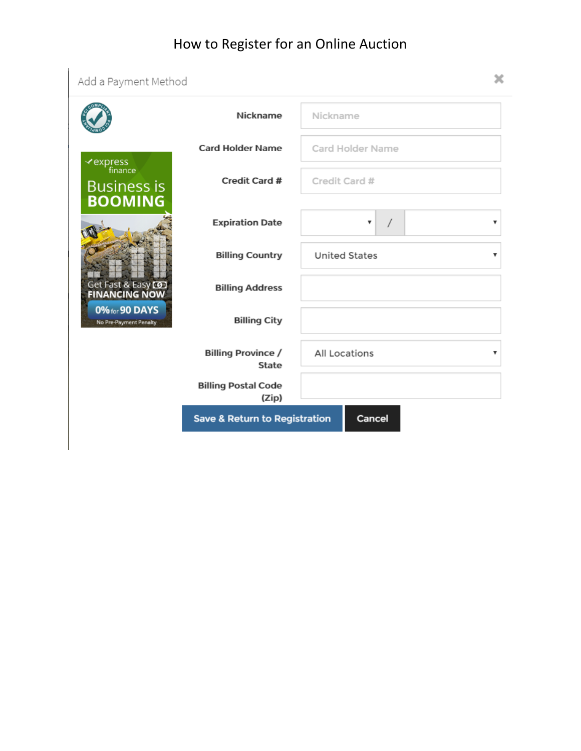# How to Register for an Online Auction

Add a Payment Method

| Field | Value |
| --- | --- |
| Nickname | Nickname |
| Card Holder Name | Card Holder Name |
| Credit Card # | Credit Card # |
| Expiration Date | / |
| Billing Country | United States |
| Billing Address | |
| Billing City | |
| Billing Province / State | All Locations |
| Billing Postal Code (Zip) | |

Save & Return to Registration | Cancel

express finance
Business is BOOMING
Get Fast & Easy FINANCING NOW
0% for 90 DAYS
No Pre-Payment Penalty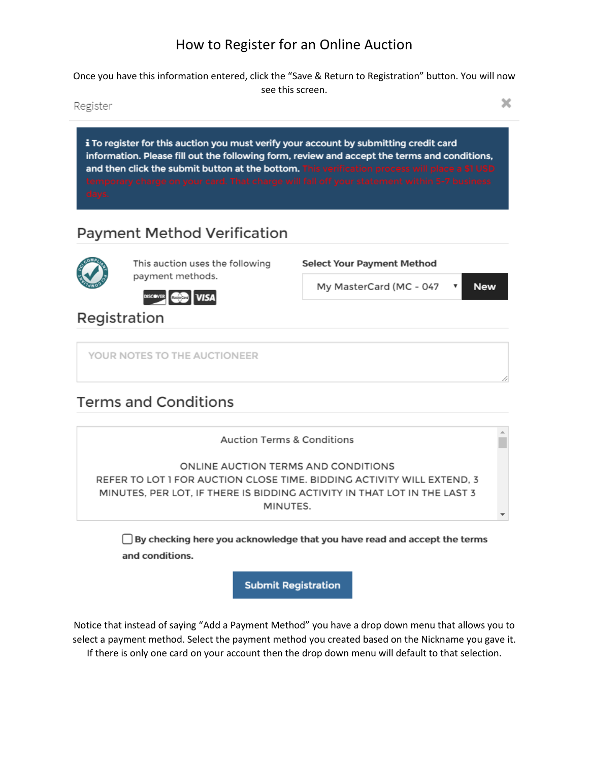# How to Register for an Online Auction

Once you have this information entered, click the "Save & Return to Registration" button. You will now see this screen.

Register

**To register for this auction you must verify your account by submitting credit card information. Please fill out the following form, review and accept the terms and conditions, and then click the submit button at the bottom.** This verification process will place a $1 USD temporary charge on your card. That charge will fall off your statement within 5-7 business days.

## Payment Method Verification

This auction uses the following payment methods.

DISCOVER MasterCard VISA

**Select Your Payment Method**

My MasterCard (MC - 047 | **New**

## Registration

YOUR NOTES TO THE AUCTIONEER

## Terms and Conditions

Auction Terms & Conditions

ONLINE AUCTION TERMS AND CONDITIONS
REFER TO LOT 1 FOR AUCTION CLOSE TIME. BIDDING ACTIVITY WILL EXTEND, 3 MINUTES, PER LOT, IF THERE IS BIDDING ACTIVITY IN THAT LOT IN THE LAST 3 MINUTES.

☐ **By checking here you acknowledge that you have read and accept the terms and conditions.**

**Submit Registration**

Notice that instead of saying "Add a Payment Method" you have a drop down menu that allows you to select a payment method. Select the payment method you created based on the Nickname you gave it. If there is only one card on your account then the drop down menu will default to that selection.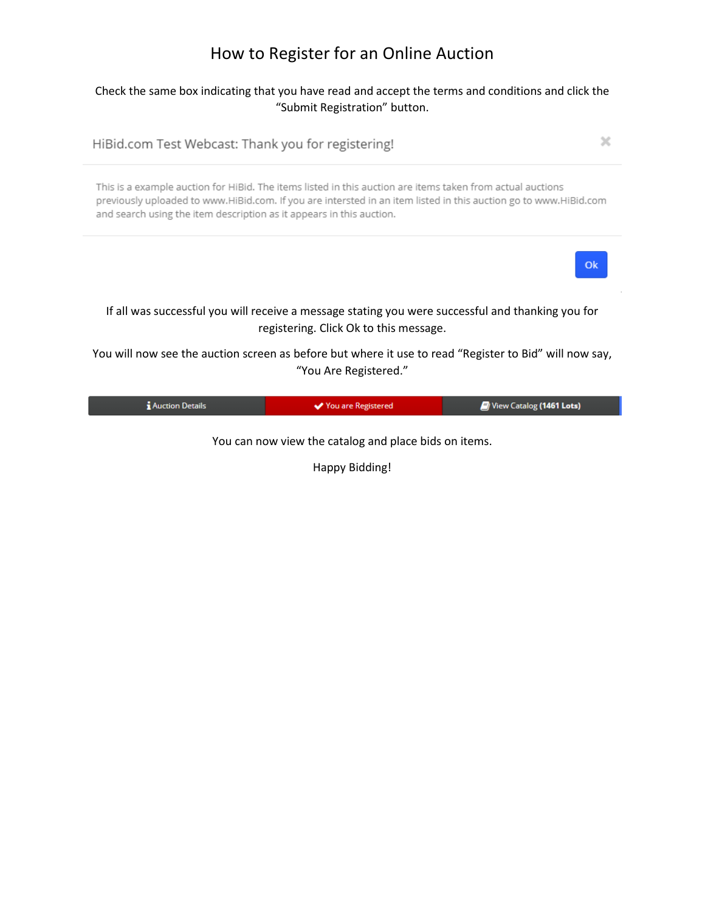# How to Register for an Online Auction

Check the same box indicating that you have read and accept the terms and conditions and click the "Submit Registration" button.

HiBid.com Test Webcast: Thank you for registering!

This is a example auction for HiBid. The items listed in this auction are items taken from actual auctions previously uploaded to www.HiBid.com. If you are intersted in an item listed in this auction go to www.HiBid.com and search using the item description as it appears in this auction.

Ok

If all was successful you will receive a message stating you were successful and thanking you for registering. Click Ok to this message.

You will now see the auction screen as before but where it use to read "Register to Bid" will now say, "You Are Registered."

Auction Details | You are Registered | View Catalog (1461 Lots)

You can now view the catalog and place bids on items.

Happy Bidding!